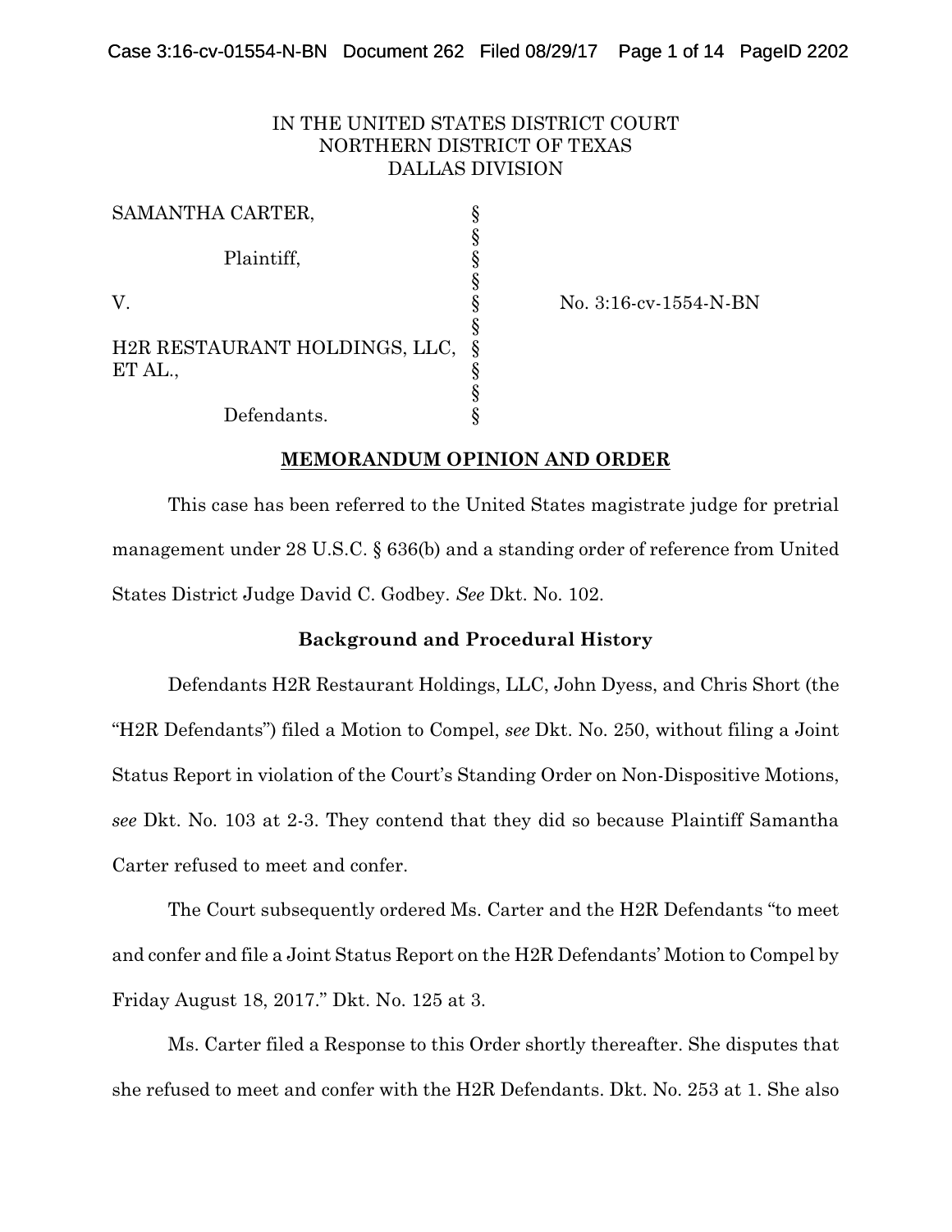IN THE UNITED STATES DISTRICT COURT
NORTHERN DISTRICT OF TEXAS
DALLAS DIVISION

| | | |
|---|---|---|
| SAMANTHA CARTER, | § | |
| | § | |
| Plaintiff, | § | |
| | § | |
| V. | § | No. 3:16-cv-1554-N-BN |
| | § | |
| H2R RESTAURANT HOLDINGS, LLC, ET AL., | § | |
| | § | |
| | § | |
| Defendants. | § | |

**MEMORANDUM OPINION AND ORDER**

This case has been referred to the United States magistrate judge for pretrial management under 28 U.S.C. § 636(b) and a standing order of reference from United States District Judge David C. Godbey. *See* Dkt. No. 102.

**Background and Procedural History**

Defendants H2R Restaurant Holdings, LLC, John Dyess, and Chris Short (the "H2R Defendants") filed a Motion to Compel, *see* Dkt. No. 250, without filing a Joint Status Report in violation of the Court's Standing Order on Non-Dispositive Motions, *see* Dkt. No. 103 at 2-3. They contend that they did so because Plaintiff Samantha Carter refused to meet and confer.

The Court subsequently ordered Ms. Carter and the H2R Defendants "to meet and confer and file a Joint Status Report on the H2R Defendants' Motion to Compel by Friday August 18, 2017." Dkt. No. 125 at 3.

Ms. Carter filed a Response to this Order shortly thereafter. She disputes that she refused to meet and confer with the H2R Defendants. Dkt. No. 253 at 1. She also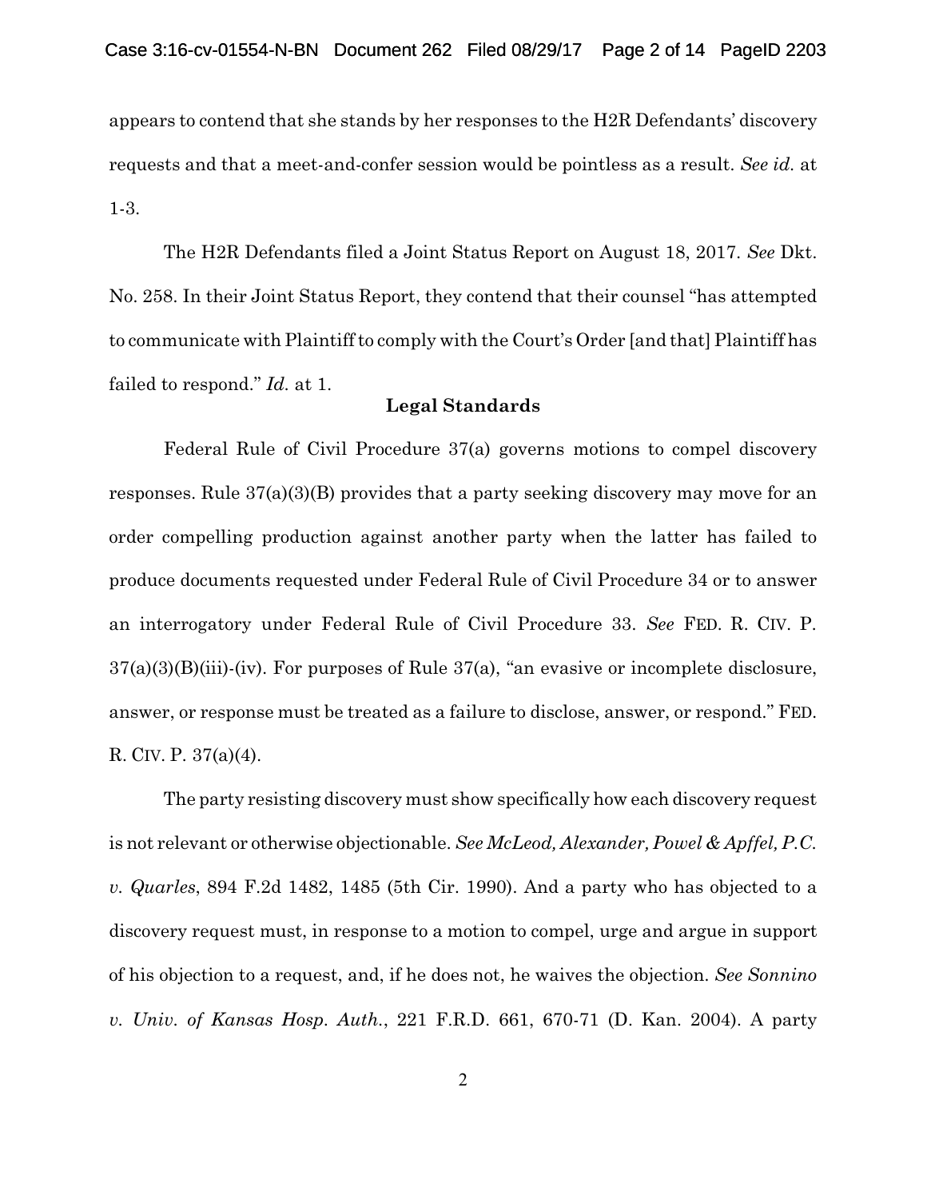appears to contend that she stands by her responses to the H2R Defendants' discovery requests and that a meet-and-confer session would be pointless as a result. *See id.* at 1-3.

The H2R Defendants filed a Joint Status Report on August 18, 2017. *See* Dkt. No. 258. In their Joint Status Report, they contend that their counsel "has attempted to communicate with Plaintiff to comply with the Court's Order [and that] Plaintiff has failed to respond." *Id.* at 1.

## Legal Standards

Federal Rule of Civil Procedure 37(a) governs motions to compel discovery responses. Rule 37(a)(3)(B) provides that a party seeking discovery may move for an order compelling production against another party when the latter has failed to produce documents requested under Federal Rule of Civil Procedure 34 or to answer an interrogatory under Federal Rule of Civil Procedure 33. *See* FED. R. CIV. P. 37(a)(3)(B)(iii)-(iv). For purposes of Rule 37(a), "an evasive or incomplete disclosure, answer, or response must be treated as a failure to disclose, answer, or respond." FED. R. CIV. P. 37(a)(4).

The party resisting discovery must show specifically how each discovery request is not relevant or otherwise objectionable. *See McLeod, Alexander, Powel & Apffel, P.C. v. Quarles*, 894 F.2d 1482, 1485 (5th Cir. 1990). And a party who has objected to a discovery request must, in response to a motion to compel, urge and argue in support of his objection to a request, and, if he does not, he waives the objection. *See Sonnino v. Univ. of Kansas Hosp. Auth.*, 221 F.R.D. 661, 670-71 (D. Kan. 2004). A party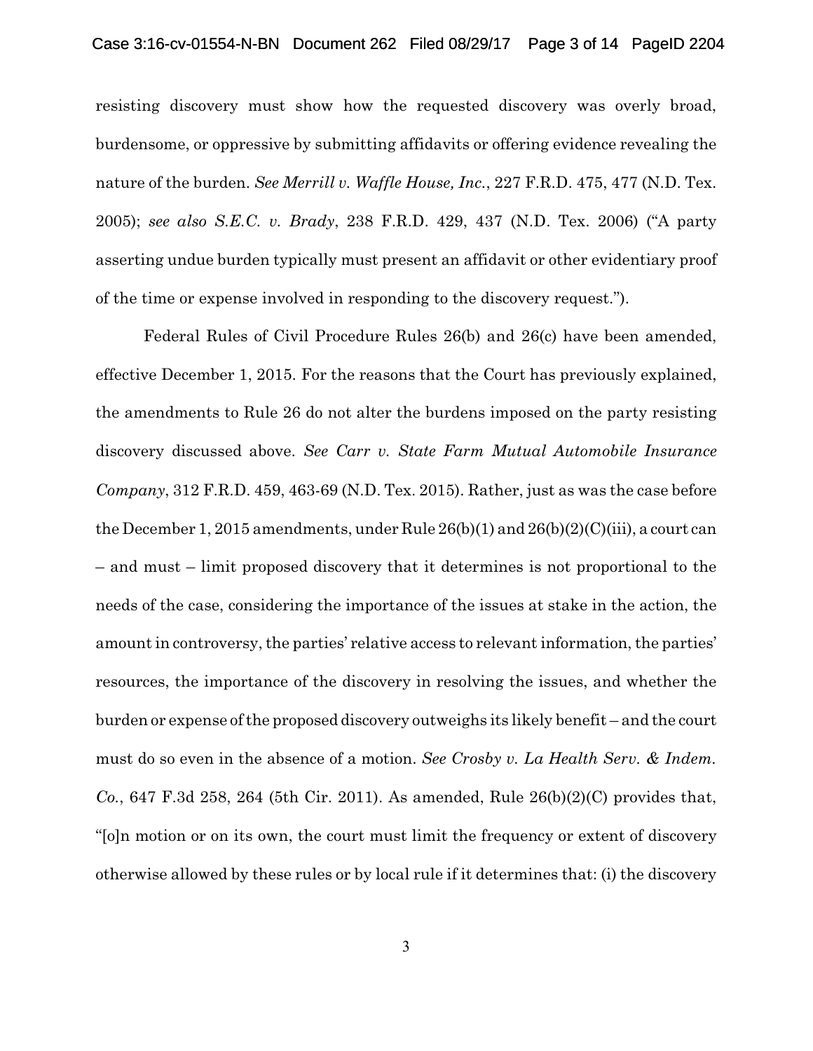resisting discovery must show how the requested discovery was overly broad, burdensome, or oppressive by submitting affidavits or offering evidence revealing the nature of the burden. *See Merrill v. Waffle House, Inc.*, 227 F.R.D. 475, 477 (N.D. Tex. 2005); *see also S.E.C. v. Brady*, 238 F.R.D. 429, 437 (N.D. Tex. 2006) ("A party asserting undue burden typically must present an affidavit or other evidentiary proof of the time or expense involved in responding to the discovery request.").

Federal Rules of Civil Procedure Rules 26(b) and 26(c) have been amended, effective December 1, 2015. For the reasons that the Court has previously explained, the amendments to Rule 26 do not alter the burdens imposed on the party resisting discovery discussed above. *See Carr v. State Farm Mutual Automobile Insurance Company*, 312 F.R.D. 459, 463-69 (N.D. Tex. 2015). Rather, just as was the case before the December 1, 2015 amendments, under Rule 26(b)(1) and 26(b)(2)(C)(iii), a court can – and must – limit proposed discovery that it determines is not proportional to the needs of the case, considering the importance of the issues at stake in the action, the amount in controversy, the parties' relative access to relevant information, the parties' resources, the importance of the discovery in resolving the issues, and whether the burden or expense of the proposed discovery outweighs its likely benefit – and the court must do so even in the absence of a motion. *See Crosby v. La Health Serv. & Indem. Co.*, 647 F.3d 258, 264 (5th Cir. 2011). As amended, Rule 26(b)(2)(C) provides that, "[o]n motion or on its own, the court must limit the frequency or extent of discovery otherwise allowed by these rules or by local rule if it determines that: (i) the discovery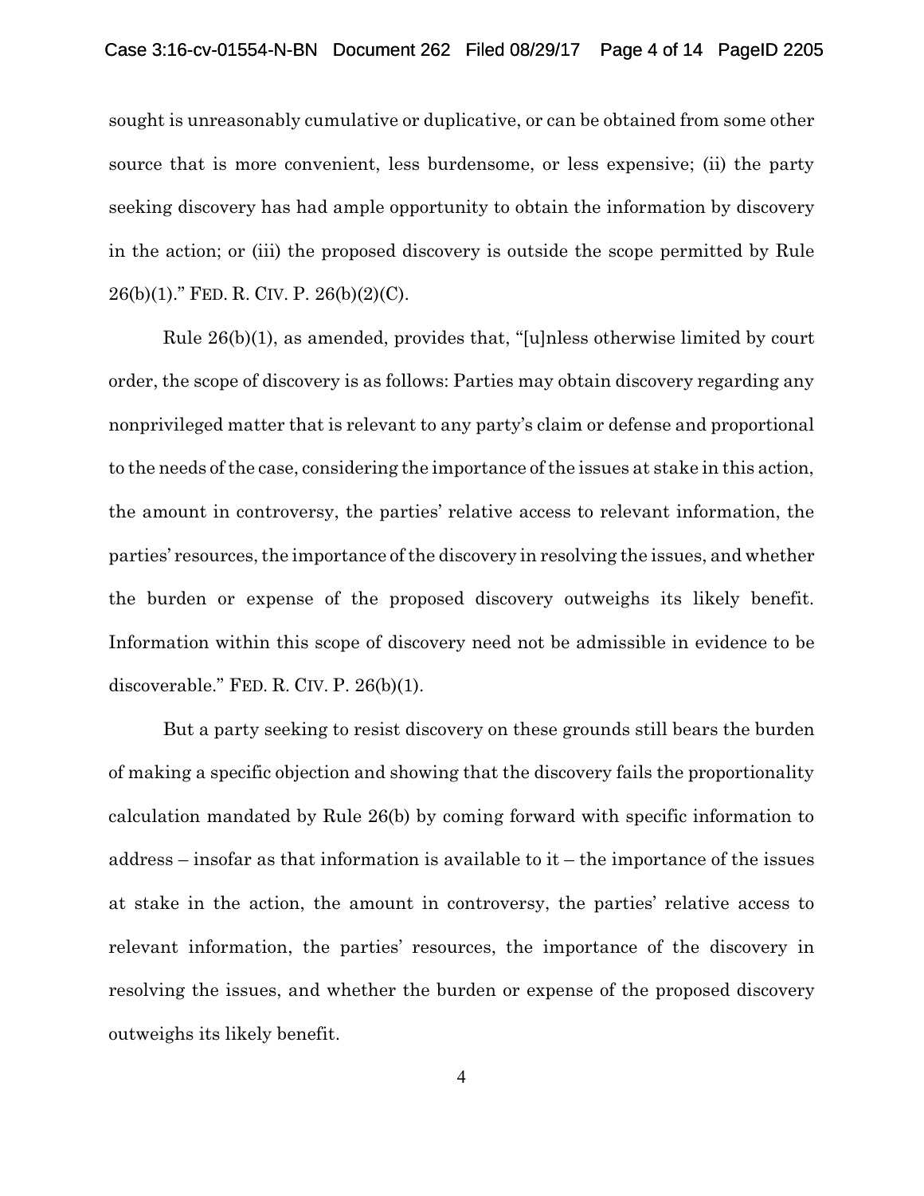sought is unreasonably cumulative or duplicative, or can be obtained from some other source that is more convenient, less burdensome, or less expensive; (ii) the party seeking discovery has had ample opportunity to obtain the information by discovery in the action; or (iii) the proposed discovery is outside the scope permitted by Rule 26(b)(1)." FED. R. CIV. P. 26(b)(2)(C).

Rule 26(b)(1), as amended, provides that, "[u]nless otherwise limited by court order, the scope of discovery is as follows: Parties may obtain discovery regarding any nonprivileged matter that is relevant to any party's claim or defense and proportional to the needs of the case, considering the importance of the issues at stake in this action, the amount in controversy, the parties' relative access to relevant information, the parties' resources, the importance of the discovery in resolving the issues, and whether the burden or expense of the proposed discovery outweighs its likely benefit. Information within this scope of discovery need not be admissible in evidence to be discoverable." FED. R. CIV. P. 26(b)(1).

But a party seeking to resist discovery on these grounds still bears the burden of making a specific objection and showing that the discovery fails the proportionality calculation mandated by Rule 26(b) by coming forward with specific information to address – insofar as that information is available to it – the importance of the issues at stake in the action, the amount in controversy, the parties' relative access to relevant information, the parties' resources, the importance of the discovery in resolving the issues, and whether the burden or expense of the proposed discovery outweighs its likely benefit.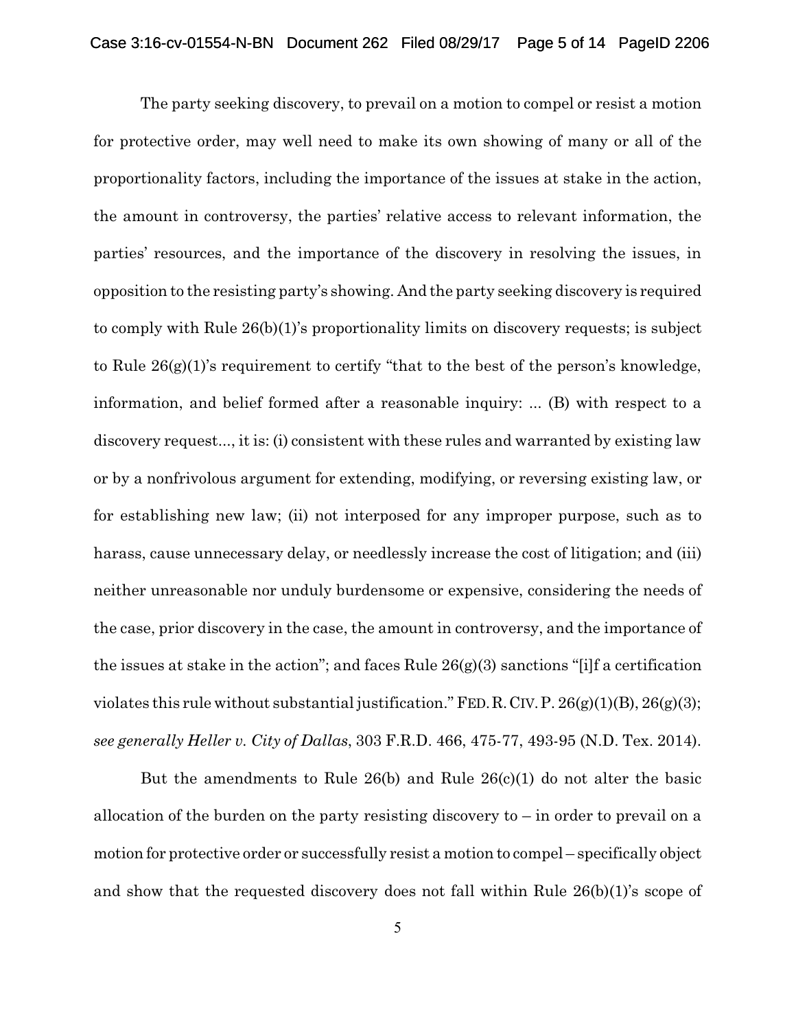The party seeking discovery, to prevail on a motion to compel or resist a motion for protective order, may well need to make its own showing of many or all of the proportionality factors, including the importance of the issues at stake in the action, the amount in controversy, the parties' relative access to relevant information, the parties' resources, and the importance of the discovery in resolving the issues, in opposition to the resisting party's showing. And the party seeking discovery is required to comply with Rule 26(b)(1)'s proportionality limits on discovery requests; is subject to Rule 26(g)(1)'s requirement to certify "that to the best of the person's knowledge, information, and belief formed after a reasonable inquiry: ... (B) with respect to a discovery request..., it is: (i) consistent with these rules and warranted by existing law or by a nonfrivolous argument for extending, modifying, or reversing existing law, or for establishing new law; (ii) not interposed for any improper purpose, such as to harass, cause unnecessary delay, or needlessly increase the cost of litigation; and (iii) neither unreasonable nor unduly burdensome or expensive, considering the needs of the case, prior discovery in the case, the amount in controversy, and the importance of the issues at stake in the action"; and faces Rule 26(g)(3) sanctions "[i]f a certification violates this rule without substantial justification." FED. R. CIV. P. 26(g)(1)(B), 26(g)(3); *see generally Heller v. City of Dallas*, 303 F.R.D. 466, 475-77, 493-95 (N.D. Tex. 2014).

But the amendments to Rule 26(b) and Rule 26(c)(1) do not alter the basic allocation of the burden on the party resisting discovery to – in order to prevail on a motion for protective order or successfully resist a motion to compel – specifically object and show that the requested discovery does not fall within Rule 26(b)(1)'s scope of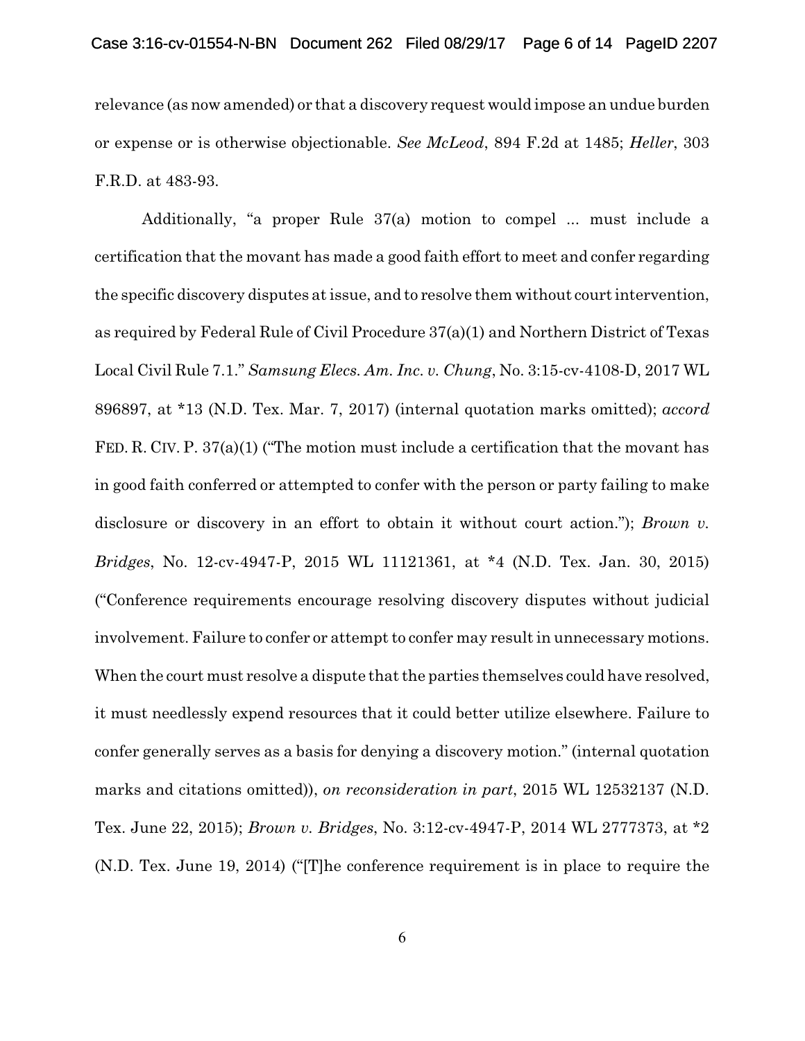relevance (as now amended) or that a discovery request would impose an undue burden or expense or is otherwise objectionable. *See McLeod*, 894 F.2d at 1485; *Heller*, 303 F.R.D. at 483-93.

Additionally, "a proper Rule 37(a) motion to compel ... must include a certification that the movant has made a good faith effort to meet and confer regarding the specific discovery disputes at issue, and to resolve them without court intervention, as required by Federal Rule of Civil Procedure 37(a)(1) and Northern District of Texas Local Civil Rule 7.1." *Samsung Elecs. Am. Inc. v. Chung*, No. 3:15-cv-4108-D, 2017 WL 896897, at *13 (N.D. Tex. Mar. 7, 2017) (internal quotation marks omitted); *accord* FED. R. CIV. P. 37(a)(1) ("The motion must include a certification that the movant has in good faith conferred or attempted to confer with the person or party failing to make disclosure or discovery in an effort to obtain it without court action."); *Brown v. Bridges*, No. 12-cv-4947-P, 2015 WL 11121361, at *4 (N.D. Tex. Jan. 30, 2015) ("Conference requirements encourage resolving discovery disputes without judicial involvement. Failure to confer or attempt to confer may result in unnecessary motions. When the court must resolve a dispute that the parties themselves could have resolved, it must needlessly expend resources that it could better utilize elsewhere. Failure to confer generally serves as a basis for denying a discovery motion." (internal quotation marks and citations omitted)), *on reconsideration in part*, 2015 WL 12532137 (N.D. Tex. June 22, 2015); *Brown v. Bridges*, No. 3:12-cv-4947-P, 2014 WL 2777373, at *2 (N.D. Tex. June 19, 2014) ("[T]he conference requirement is in place to require the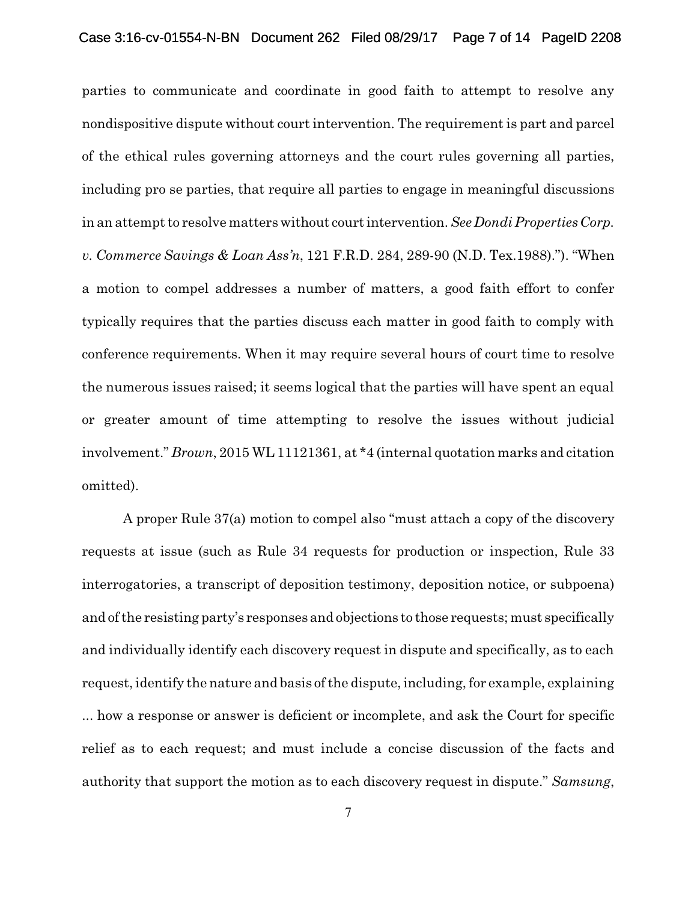parties to communicate and coordinate in good faith to attempt to resolve any nondispositive dispute without court intervention. The requirement is part and parcel of the ethical rules governing attorneys and the court rules governing all parties, including pro se parties, that require all parties to engage in meaningful discussions in an attempt to resolve matters without court intervention. *See Dondi Properties Corp. v. Commerce Savings & Loan Ass'n*, 121 F.R.D. 284, 289-90 (N.D. Tex.1988)."). "When a motion to compel addresses a number of matters, a good faith effort to confer typically requires that the parties discuss each matter in good faith to comply with conference requirements. When it may require several hours of court time to resolve the numerous issues raised; it seems logical that the parties will have spent an equal or greater amount of time attempting to resolve the issues without judicial involvement." *Brown*, 2015 WL 11121361, at *4 (internal quotation marks and citation omitted).

A proper Rule 37(a) motion to compel also "must attach a copy of the discovery requests at issue (such as Rule 34 requests for production or inspection, Rule 33 interrogatories, a transcript of deposition testimony, deposition notice, or subpoena) and of the resisting party's responses and objections to those requests; must specifically and individually identify each discovery request in dispute and specifically, as to each request, identify the nature and basis of the dispute, including, for example, explaining ... how a response or answer is deficient or incomplete, and ask the Court for specific relief as to each request; and must include a concise discussion of the facts and authority that support the motion as to each discovery request in dispute." *Samsung*,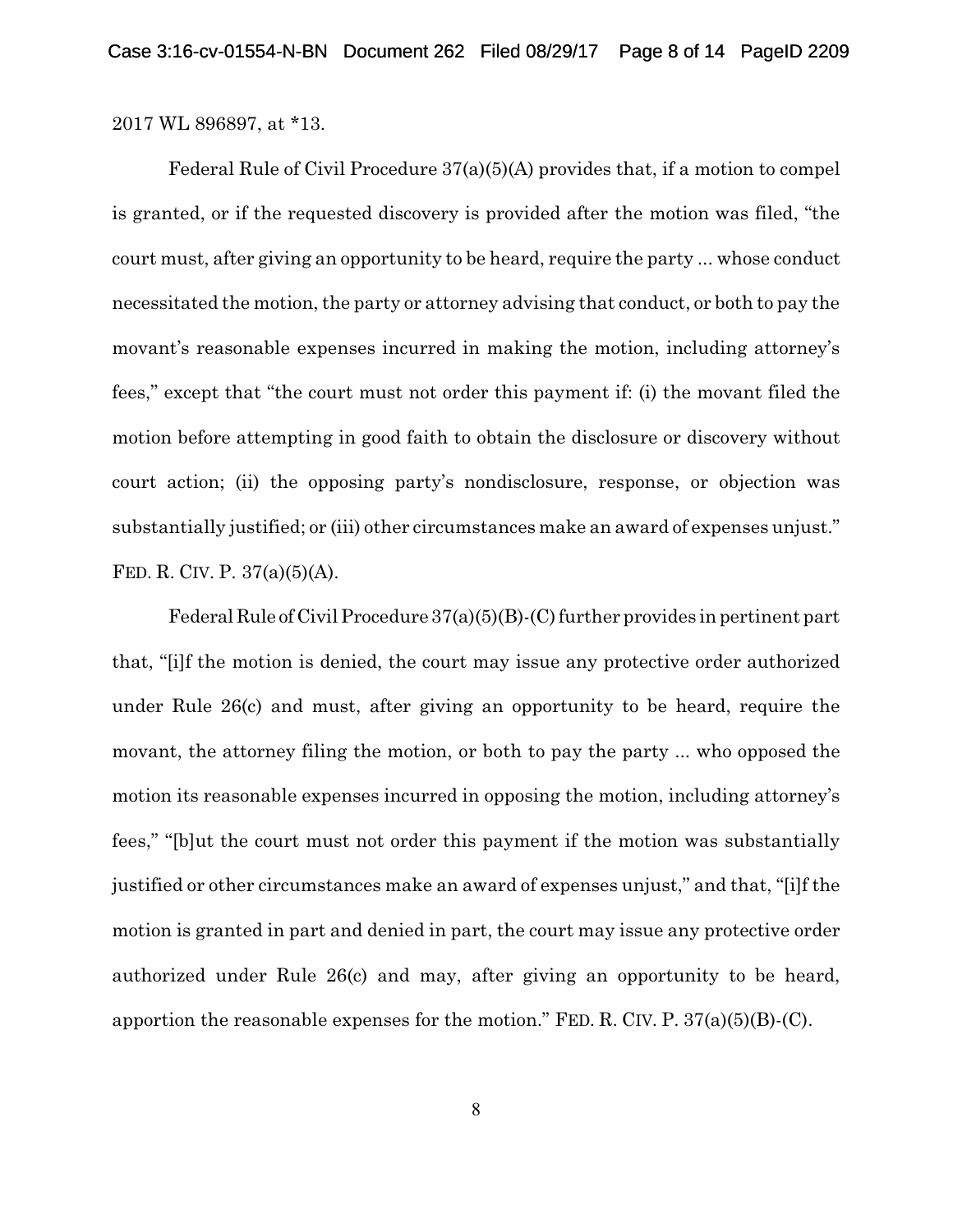2017 WL 896897, at *13.

Federal Rule of Civil Procedure 37(a)(5)(A) provides that, if a motion to compel is granted, or if the requested discovery is provided after the motion was filed, "the court must, after giving an opportunity to be heard, require the party ... whose conduct necessitated the motion, the party or attorney advising that conduct, or both to pay the movant's reasonable expenses incurred in making the motion, including attorney's fees," except that "the court must not order this payment if: (i) the movant filed the motion before attempting in good faith to obtain the disclosure or discovery without court action; (ii) the opposing party's nondisclosure, response, or objection was substantially justified; or (iii) other circumstances make an award of expenses unjust." FED. R. CIV. P. 37(a)(5)(A).

Federal Rule of Civil Procedure 37(a)(5)(B)-(C) further provides in pertinent part that, "[i]f the motion is denied, the court may issue any protective order authorized under Rule 26(c) and must, after giving an opportunity to be heard, require the movant, the attorney filing the motion, or both to pay the party ... who opposed the motion its reasonable expenses incurred in opposing the motion, including attorney's fees," "[b]ut the court must not order this payment if the motion was substantially justified or other circumstances make an award of expenses unjust," and that, "[i]f the motion is granted in part and denied in part, the court may issue any protective order authorized under Rule 26(c) and may, after giving an opportunity to be heard, apportion the reasonable expenses for the motion." FED. R. CIV. P. 37(a)(5)(B)-(C).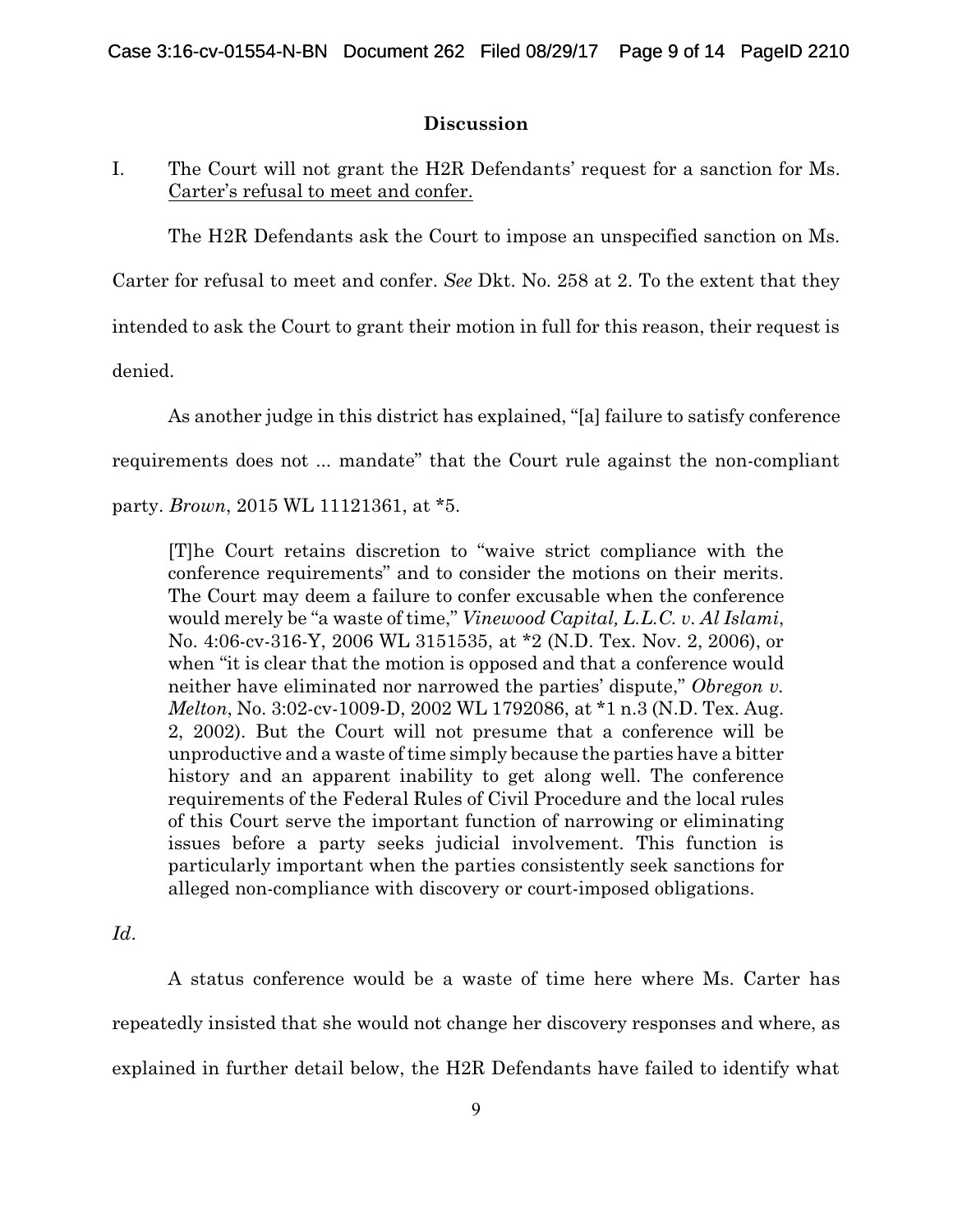## Discussion

I. The Court will not grant the H2R Defendants' request for a sanction for Ms. Carter's refusal to meet and confer.

The H2R Defendants ask the Court to impose an unspecified sanction on Ms. Carter for refusal to meet and confer. *See* Dkt. No. 258 at 2. To the extent that they intended to ask the Court to grant their motion in full for this reason, their request is denied.

As another judge in this district has explained, "[a] failure to satisfy conference requirements does not ... mandate" that the Court rule against the non-compliant party. *Brown*, 2015 WL 11121361, at *5.

> [T]he Court retains discretion to "waive strict compliance with the conference requirements" and to consider the motions on their merits. The Court may deem a failure to confer excusable when the conference would merely be "a waste of time," *Vinewood Capital, L.L.C. v. Al Islami*, No. 4:06-cv-316-Y, 2006 WL 3151535, at *2 (N.D. Tex. Nov. 2, 2006), or when "it is clear that the motion is opposed and that a conference would neither have eliminated nor narrowed the parties' dispute," *Obregon v. Melton*, No. 3:02-cv-1009-D, 2002 WL 1792086, at *1 n.3 (N.D. Tex. Aug. 2, 2002). But the Court will not presume that a conference will be unproductive and a waste of time simply because the parties have a bitter history and an apparent inability to get along well. The conference requirements of the Federal Rules of Civil Procedure and the local rules of this Court serve the important function of narrowing or eliminating issues before a party seeks judicial involvement. This function is particularly important when the parties consistently seek sanctions for alleged non-compliance with discovery or court-imposed obligations.

*Id*.

A status conference would be a waste of time here where Ms. Carter has repeatedly insisted that she would not change her discovery responses and where, as explained in further detail below, the H2R Defendants have failed to identify what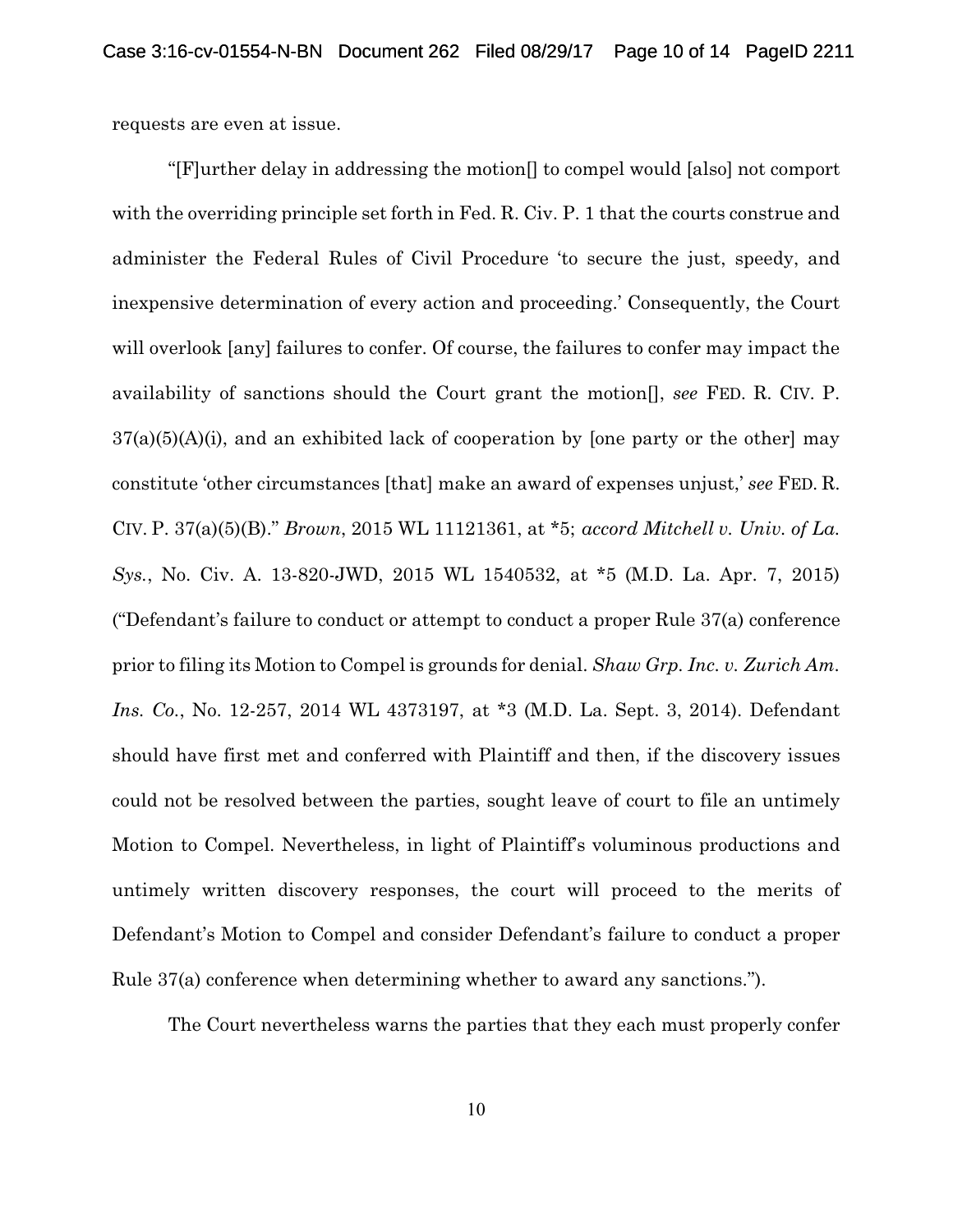requests are even at issue.

"[F]urther delay in addressing the motion[] to compel would [also] not comport with the overriding principle set forth in Fed. R. Civ. P. 1 that the courts construe and administer the Federal Rules of Civil Procedure 'to secure the just, speedy, and inexpensive determination of every action and proceeding.' Consequently, the Court will overlook [any] failures to confer. Of course, the failures to confer may impact the availability of sanctions should the Court grant the motion[], *see* FED. R. CIV. P. 37(a)(5)(A)(i), and an exhibited lack of cooperation by [one party or the other] may constitute 'other circumstances [that] make an award of expenses unjust,' *see* FED. R. CIV. P. 37(a)(5)(B)." *Brown*, 2015 WL 11121361, at *5; *accord Mitchell v. Univ. of La. Sys.*, No. Civ. A. 13-820-JWD, 2015 WL 1540532, at *5 (M.D. La. Apr. 7, 2015) ("Defendant's failure to conduct or attempt to conduct a proper Rule 37(a) conference prior to filing its Motion to Compel is grounds for denial. *Shaw Grp. Inc. v. Zurich Am. Ins. Co.*, No. 12-257, 2014 WL 4373197, at *3 (M.D. La. Sept. 3, 2014). Defendant should have first met and conferred with Plaintiff and then, if the discovery issues could not be resolved between the parties, sought leave of court to file an untimely Motion to Compel. Nevertheless, in light of Plaintiff's voluminous productions and untimely written discovery responses, the court will proceed to the merits of Defendant's Motion to Compel and consider Defendant's failure to conduct a proper Rule 37(a) conference when determining whether to award any sanctions.").

The Court nevertheless warns the parties that they each must properly confer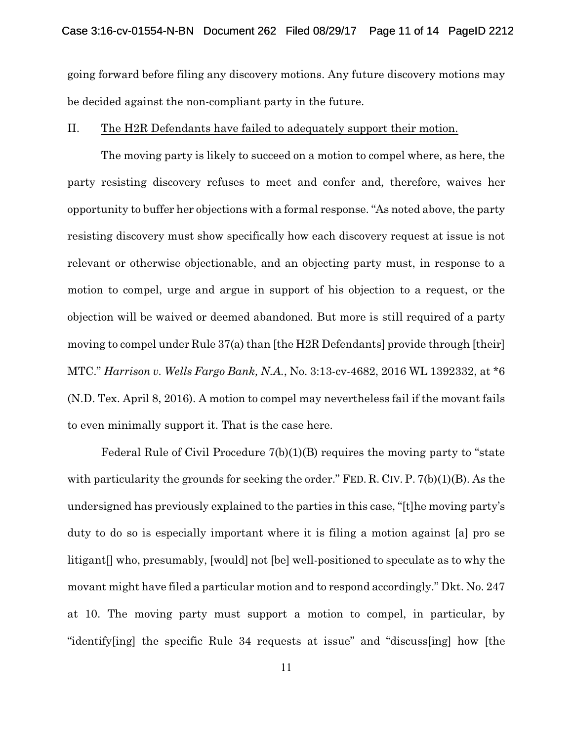going forward before filing any discovery motions. Any future discovery motions may be decided against the non-compliant party in the future.

## II. The H2R Defendants have failed to adequately support their motion.

The moving party is likely to succeed on a motion to compel where, as here, the party resisting discovery refuses to meet and confer and, therefore, waives her opportunity to buffer her objections with a formal response. "As noted above, the party resisting discovery must show specifically how each discovery request at issue is not relevant or otherwise objectionable, and an objecting party must, in response to a motion to compel, urge and argue in support of his objection to a request, or the objection will be waived or deemed abandoned. But more is still required of a party moving to compel under Rule 37(a) than [the H2R Defendants] provide through [their] MTC." *Harrison v. Wells Fargo Bank, N.A.*, No. 3:13-cv-4682, 2016 WL 1392332, at *6 (N.D. Tex. April 8, 2016). A motion to compel may nevertheless fail if the movant fails to even minimally support it. That is the case here.

Federal Rule of Civil Procedure 7(b)(1)(B) requires the moving party to "state with particularity the grounds for seeking the order." FED. R. CIV. P. 7(b)(1)(B). As the undersigned has previously explained to the parties in this case, "[t]he moving party's duty to do so is especially important where it is filing a motion against [a] pro se litigant[] who, presumably, [would] not [be] well-positioned to speculate as to why the movant might have filed a particular motion and to respond accordingly." Dkt. No. 247 at 10. The moving party must support a motion to compel, in particular, by "identify[ing] the specific Rule 34 requests at issue" and "discuss[ing] how [the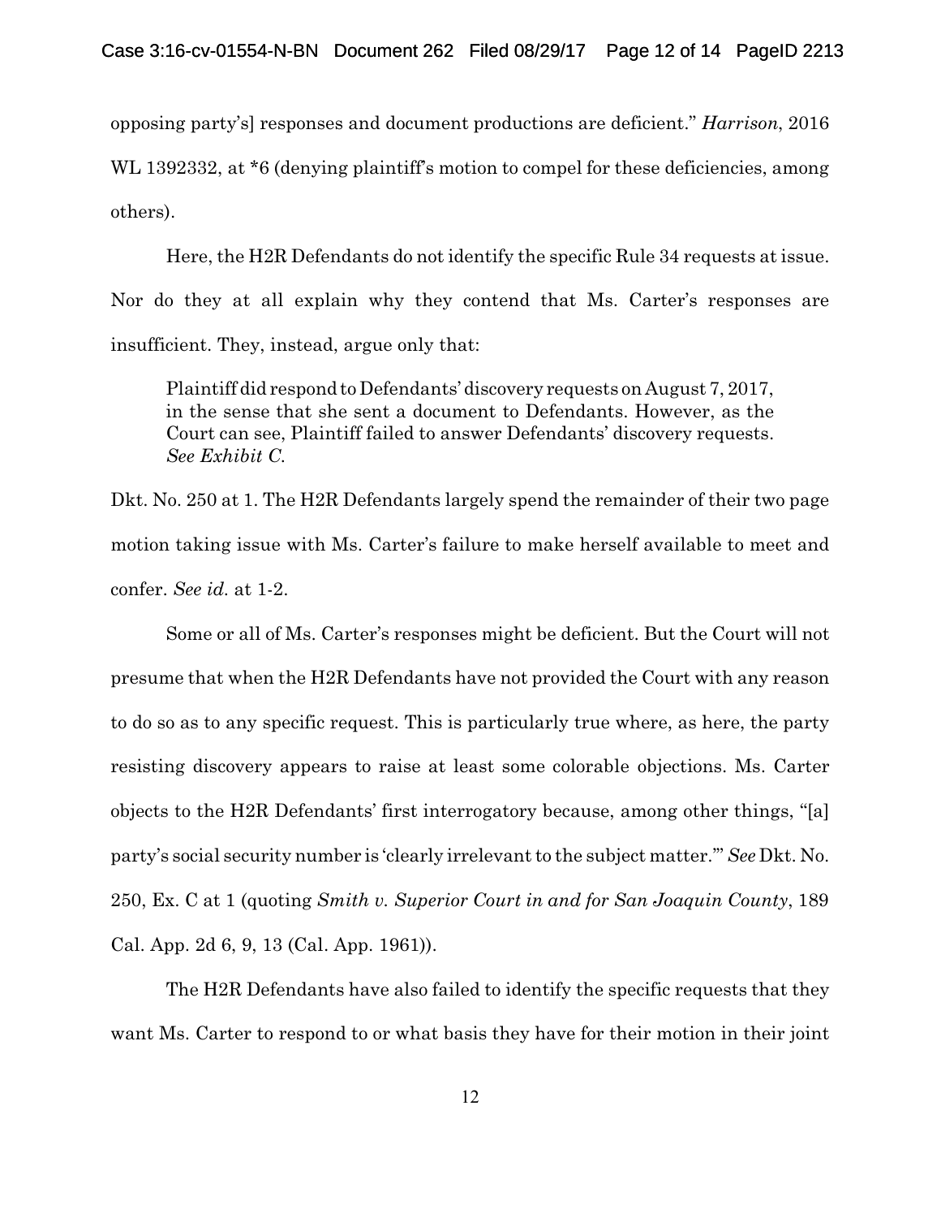opposing party's] responses and document productions are deficient." *Harrison*, 2016 WL 1392332, at *6 (denying plaintiff's motion to compel for these deficiencies, among others).

Here, the H2R Defendants do not identify the specific Rule 34 requests at issue. Nor do they at all explain why they contend that Ms. Carter's responses are insufficient. They, instead, argue only that:

> Plaintiff did respond to Defendants' discovery requests on August 7, 2017, in the sense that she sent a document to Defendants. However, as the Court can see, Plaintiff failed to answer Defendants' discovery requests. *See Exhibit C.*

Dkt. No. 250 at 1. The H2R Defendants largely spend the remainder of their two page motion taking issue with Ms. Carter's failure to make herself available to meet and confer. *See id.* at 1-2.

Some or all of Ms. Carter's responses might be deficient. But the Court will not presume that when the H2R Defendants have not provided the Court with any reason to do so as to any specific request. This is particularly true where, as here, the party resisting discovery appears to raise at least some colorable objections. Ms. Carter objects to the H2R Defendants' first interrogatory because, among other things, "[a] party's social security number is 'clearly irrelevant to the subject matter.'" *See* Dkt. No. 250, Ex. C at 1 (quoting *Smith v. Superior Court in and for San Joaquin County*, 189 Cal. App. 2d 6, 9, 13 (Cal. App. 1961)).

The H2R Defendants have also failed to identify the specific requests that they want Ms. Carter to respond to or what basis they have for their motion in their joint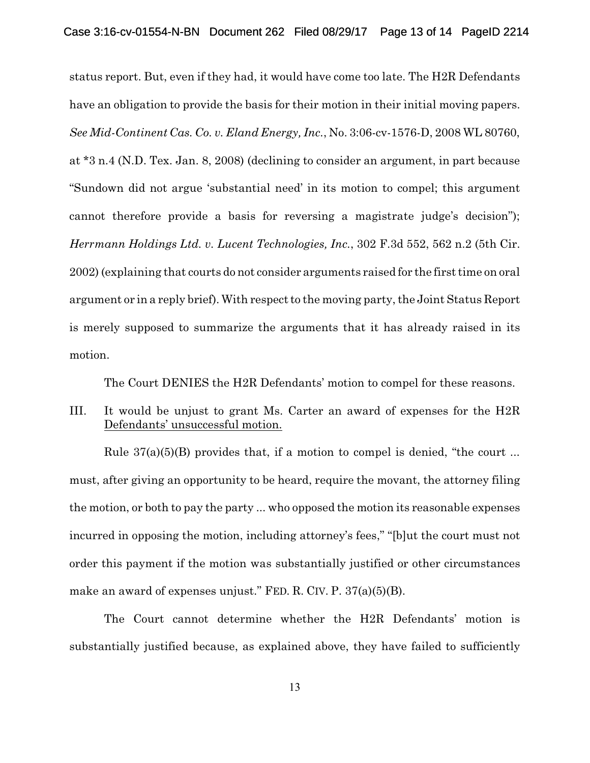status report. But, even if they had, it would have come too late. The H2R Defendants have an obligation to provide the basis for their motion in their initial moving papers. *See Mid-Continent Cas. Co. v. Eland Energy, Inc.*, No. 3:06-cv-1576-D, 2008 WL 80760, at *3 n.4 (N.D. Tex. Jan. 8, 2008) (declining to consider an argument, in part because "Sundown did not argue 'substantial need' in its motion to compel; this argument cannot therefore provide a basis for reversing a magistrate judge's decision"); *Herrmann Holdings Ltd. v. Lucent Technologies, Inc.*, 302 F.3d 552, 562 n.2 (5th Cir. 2002) (explaining that courts do not consider arguments raised for the first time on oral argument or in a reply brief). With respect to the moving party, the Joint Status Report is merely supposed to summarize the arguments that it has already raised in its motion.

The Court DENIES the H2R Defendants' motion to compel for these reasons.

## III. It would be unjust to grant Ms. Carter an award of expenses for the H2R Defendants' unsuccessful motion.

Rule 37(a)(5)(B) provides that, if a motion to compel is denied, "the court ... must, after giving an opportunity to be heard, require the movant, the attorney filing the motion, or both to pay the party ... who opposed the motion its reasonable expenses incurred in opposing the motion, including attorney's fees," "[b]ut the court must not order this payment if the motion was substantially justified or other circumstances make an award of expenses unjust." FED. R. CIV. P. 37(a)(5)(B).

The Court cannot determine whether the H2R Defendants' motion is substantially justified because, as explained above, they have failed to sufficiently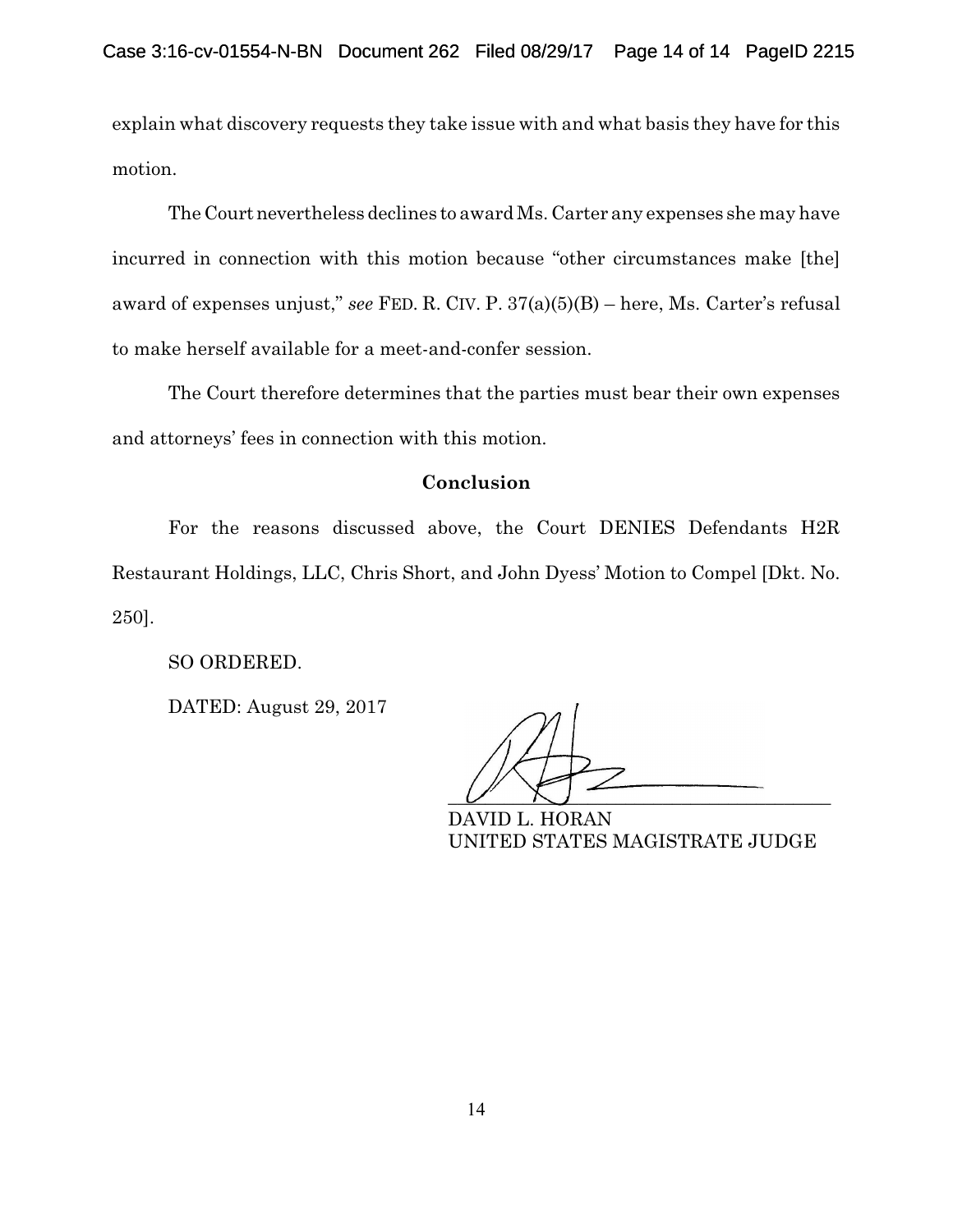explain what discovery requests they take issue with and what basis they have for this motion.

The Court nevertheless declines to award Ms. Carter any expenses she may have incurred in connection with this motion because "other circumstances make [the] award of expenses unjust," *see* FED. R. CIV. P. 37(a)(5)(B) – here, Ms. Carter's refusal to make herself available for a meet-and-confer session.

The Court therefore determines that the parties must bear their own expenses and attorneys' fees in connection with this motion.

## Conclusion

For the reasons discussed above, the Court DENIES Defendants H2R Restaurant Holdings, LLC, Chris Short, and John Dyess' Motion to Compel [Dkt. No. 250].

SO ORDERED.

DATED: August 29, 2017

DAVID L. HORAN
UNITED STATES MAGISTRATE JUDGE